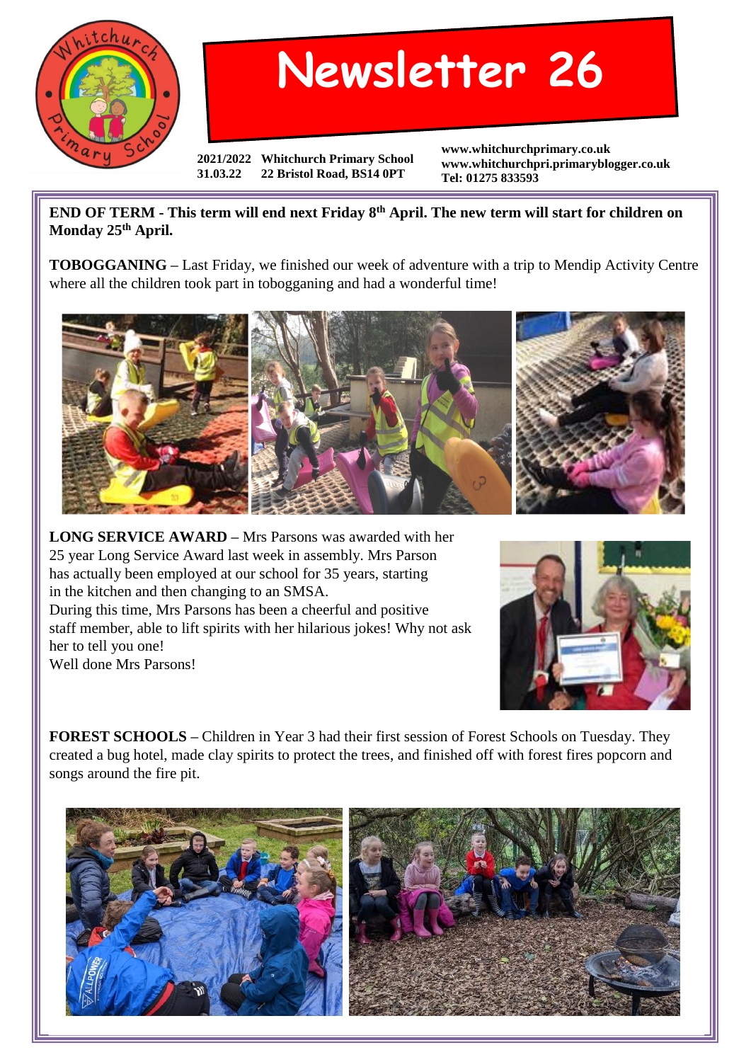# Newsletter 26

2021/2022 Whitchurch Primary School
31.03.22 22 Bristol Road, BS14 0PT

www.whitchurchprimary.co.uk
www.whitchurchpri.primaryblogger.co.uk
Tel: 01275 833593

**END OF TERM - This term will end next Friday 8th April. The new term will start for children on Monday 25th April.**

**TOBOGGANING –** Last Friday, we finished our week of adventure with a trip to Mendip Activity Centre where all the children took part in tobogganing and had a wonderful time!

**LONG SERVICE AWARD –** Mrs Parsons was awarded with her 25 year Long Service Award last week in assembly. Mrs Parson has actually been employed at our school for 35 years, starting in the kitchen and then changing to an SMSA.
During this time, Mrs Parsons has been a cheerful and positive staff member, able to lift spirits with her hilarious jokes! Why not ask her to tell you one!
Well done Mrs Parsons!

**FOREST SCHOOLS –** Children in Year 3 had their first session of Forest Schools on Tuesday. They created a bug hotel, made clay spirits to protect the trees, and finished off with forest fires popcorn and songs around the fire pit.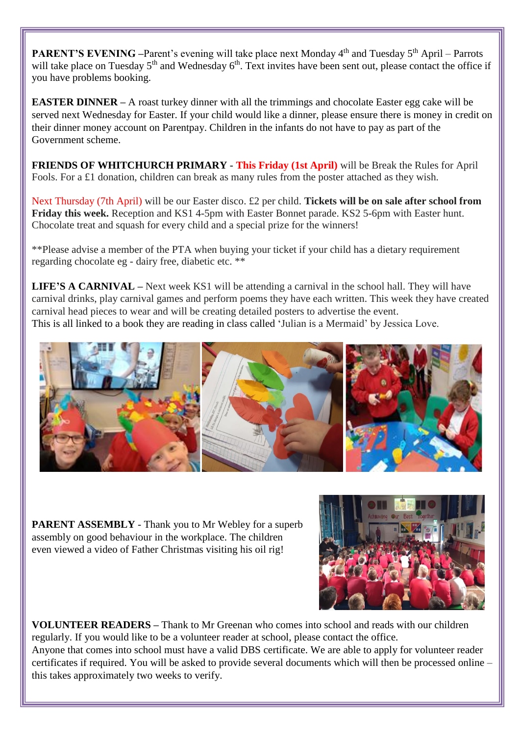**PARENT'S EVENING –**Parent's evening will take place next Monday 4th and Tuesday 5th April – Parrots will take place on Tuesday 5th and Wednesday 6th. Text invites have been sent out, please contact the office if you have problems booking.

**EASTER DINNER –** A roast turkey dinner with all the trimmings and chocolate Easter egg cake will be served next Wednesday for Easter. If your child would like a dinner, please ensure there is money in credit on their dinner money account on Parentpay. Children in the infants do not have to pay as part of the Government scheme.

**FRIENDS OF WHITCHURCH PRIMARY** - **This Friday (1st April)** will be Break the Rules for April Fools. For a £1 donation, children can break as many rules from the poster attached as they wish.

Next Thursday (7th April) will be our Easter disco. £2 per child. **Tickets will be on sale after school from Friday this week.** Reception and KS1 4-5pm with Easter Bonnet parade. KS2 5-6pm with Easter hunt. Chocolate treat and squash for every child and a special prize for the winners!

**Please advise a member of the PTA when buying your ticket if your child has a dietary requirement regarding chocolate eg - dairy free, diabetic etc. **

**LIFE'S A CARNIVAL –** Next week KS1 will be attending a carnival in the school hall. They will have carnival drinks, play carnival games and perform poems they have each written. This week they have created carnival head pieces to wear and will be creating detailed posters to advertise the event.
This is all linked to a book they are reading in class called 'Julian is a Mermaid' by Jessica Love.

**PARENT ASSEMBLY** - Thank you to Mr Webley for a superb assembly on good behaviour in the workplace. The children even viewed a video of Father Christmas visiting his oil rig!

**VOLUNTEER READERS –** Thank to Mr Greenan who comes into school and reads with our children regularly. If you would like to be a volunteer reader at school, please contact the office.
Anyone that comes into school must have a valid DBS certificate. We are able to apply for volunteer reader certificates if required. You will be asked to provide several documents which will then be processed online – this takes approximately two weeks to verify.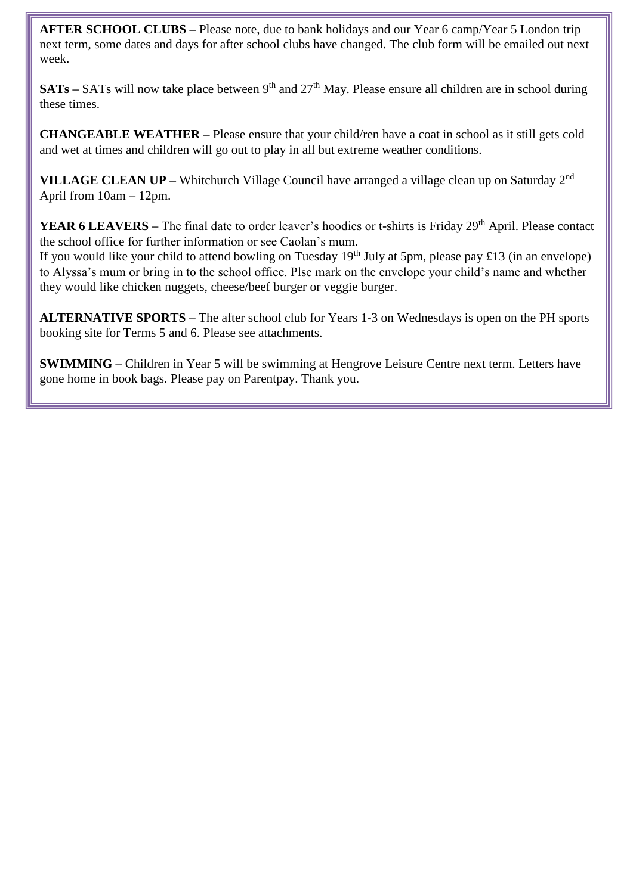**AFTER SCHOOL CLUBS –** Please note, due to bank holidays and our Year 6 camp/Year 5 London trip next term, some dates and days for after school clubs have changed. The club form will be emailed out next week.

**SATs –** SATs will now take place between 9th and 27th May. Please ensure all children are in school during these times.

**CHANGEABLE WEATHER –** Please ensure that your child/ren have a coat in school as it still gets cold and wet at times and children will go out to play in all but extreme weather conditions.

**VILLAGE CLEAN UP –** Whitchurch Village Council have arranged a village clean up on Saturday 2nd April from 10am – 12pm.

**YEAR 6 LEAVERS –** The final date to order leaver's hoodies or t-shirts is Friday 29th April. Please contact the school office for further information or see Caolan's mum.
If you would like your child to attend bowling on Tuesday 19th July at 5pm, please pay £13 (in an envelope) to Alyssa's mum or bring in to the school office. Plse mark on the envelope your child's name and whether they would like chicken nuggets, cheese/beef burger or veggie burger.

**ALTERNATIVE SPORTS –** The after school club for Years 1-3 on Wednesdays is open on the PH sports booking site for Terms 5 and 6. Please see attachments.

**SWIMMING –** Children in Year 5 will be swimming at Hengrove Leisure Centre next term. Letters have gone home in book bags. Please pay on Parentpay. Thank you.